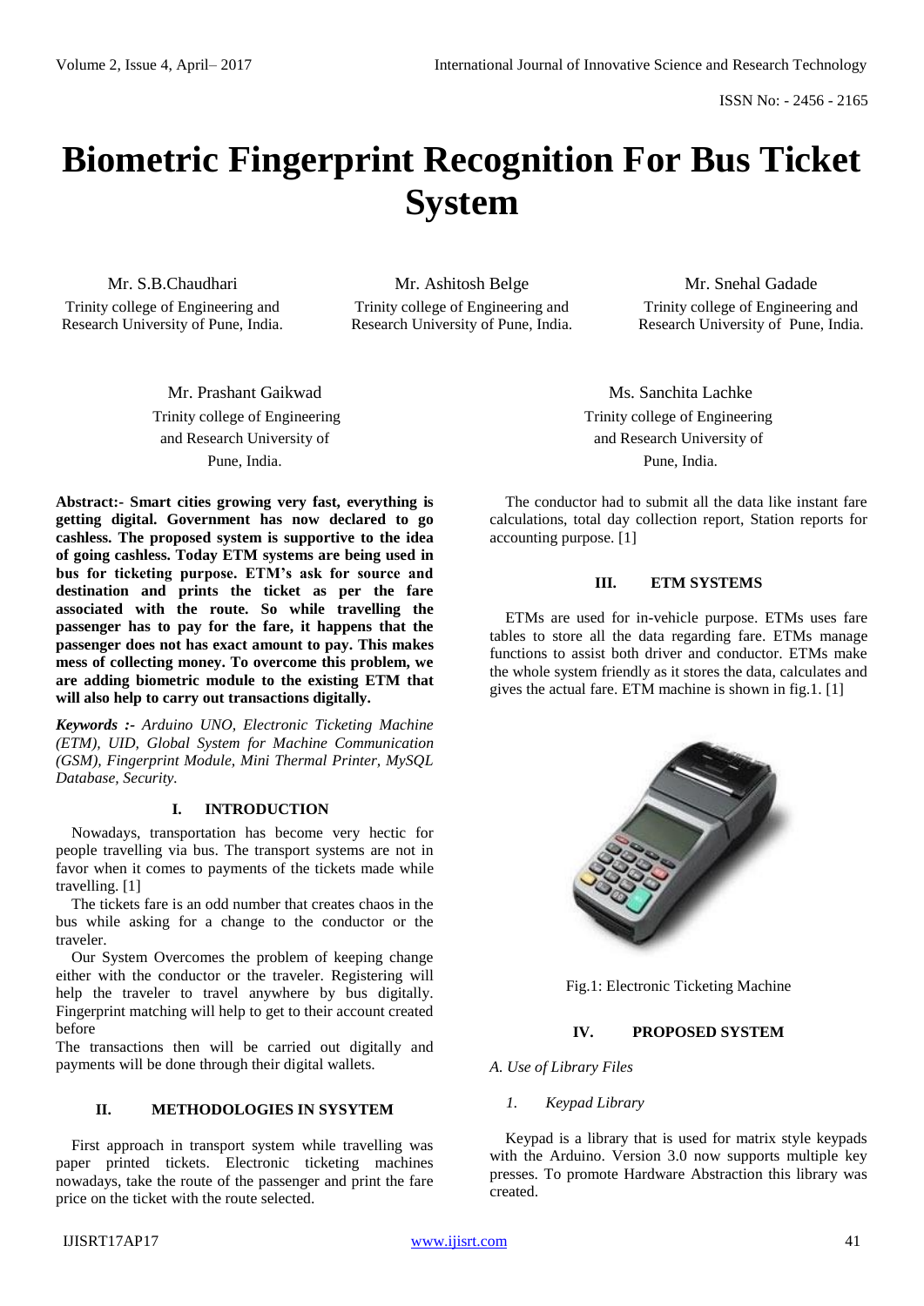# Biometric Fingerprint Recognition For Bus Ticket System

Mr. S.B.Chaudhari
Trinity college of Engineering and Research University of Pune, India.

Mr. Ashitosh Belge
Trinity college of Engineering and Research University of Pune, India.

Mr. Snehal Gadade
Trinity college of Engineering and Research University of Pune, India.

Mr. Prashant Gaikwad
Trinity college of Engineering and Research University of Pune, India.

Ms. Sanchita Lachke
Trinity college of Engineering and Research University of Pune, India.

**Abstract:- Smart cities growing very fast, everything is getting digital. Government has now declared to go cashless. The proposed system is supportive to the idea of going cashless. Today ETM systems are being used in bus for ticketing purpose. ETM's ask for source and destination and prints the ticket as per the fare associated with the route. So while travelling the passenger has to pay for the fare, it happens that the passenger does not has exact amount to pay. This makes mess of collecting money. To overcome this problem, we are adding biometric module to the existing ETM that will also help to carry out transactions digitally.**

***Keywords :-*** *Arduino UNO, Electronic Ticketing Machine (ETM), UID, Global System for Machine Communication (GSM), Fingerprint Module, Mini Thermal Printer, MySQL Database, Security.*

## I. INTRODUCTION

Nowadays, transportation has become very hectic for people travelling via bus. The transport systems are not in favor when it comes to payments of the tickets made while travelling. [1]

The tickets fare is an odd number that creates chaos in the bus while asking for a change to the conductor or the traveler.

Our System Overcomes the problem of keeping change either with the conductor or the traveler. Registering will help the traveler to travel anywhere by bus digitally. Fingerprint matching will help to get to their account created before

The transactions then will be carried out digitally and payments will be done through their digital wallets.

## II. METHODOLOGIES IN SYSYTEM

First approach in transport system while travelling was paper printed tickets. Electronic ticketing machines nowadays, take the route of the passenger and print the fare price on the ticket with the route selected.

The conductor had to submit all the data like instant fare calculations, total day collection report, Station reports for accounting purpose. [1]

## III. ETM SYSTEMS

ETMs are used for in-vehicle purpose. ETMs uses fare tables to store all the data regarding fare. ETMs manage functions to assist both driver and conductor. ETMs make the whole system friendly as it stores the data, calculates and gives the actual fare. ETM machine is shown in fig.1. [1]

Fig.1: Electronic Ticketing Machine

## IV. PROPOSED SYSTEM

### *A. Use of Library Files*

#### *1. Keypad Library*

Keypad is a library that is used for matrix style keypads with the Arduino. Version 3.0 now supports multiple key presses. To promote Hardware Abstraction this library was created.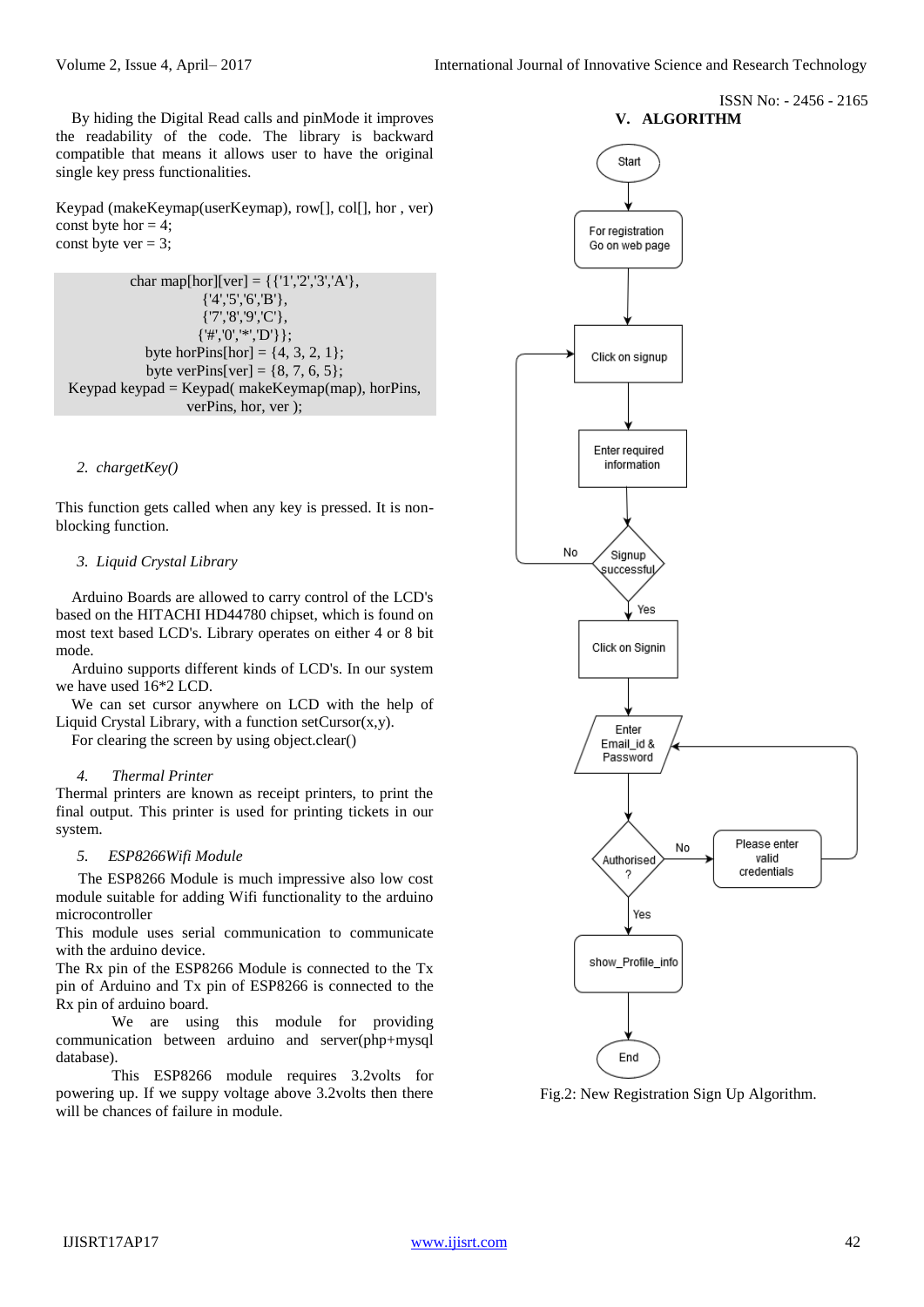By hiding the Digital Read calls and pinMode it improves the readability of the code. The library is backward compatible that means it allows user to have the original single key press functionalities.

Keypad (makeKeymap(userKeymap), row[], col[], hor , ver)
const byte hor = 4;
const byte ver = 3;

```
char map[hor][ver] = {{'1','2','3','A'},
{'4','5','6','B'},
{'7','8','9','C'},
{'#','0','*','D'}};
byte horPins[hor] = {4, 3, 2, 1};
byte verPins[ver] = {8, 7, 6, 5};
Keypad keypad = Keypad( makeKeymap(map), horPins, verPins, hor, ver );
```

*2. chargetKey()*

This function gets called when any key is pressed. It is non-blocking function.

*3. Liquid Crystal Library*

Arduino Boards are allowed to carry control of the LCD's based on the HITACHI HD44780 chipset, which is found on most text based LCD's. Library operates on either 4 or 8 bit mode.

Arduino supports different kinds of LCD's. In our system we have used 16*2 LCD.

We can set cursor anywhere on LCD with the help of Liquid Crystal Library, with a function setCursor(x,y).

For clearing the screen by using object.clear()

*4. Thermal Printer*

Thermal printers are known as receipt printers, to print the final output. This printer is used for printing tickets in our system.

*5. ESP8266Wifi Module*

The ESP8266 Module is much impressive also low cost module suitable for adding Wifi functionality to the arduino microcontroller

This module uses serial communication to communicate with the arduino device.

The Rx pin of the ESP8266 Module is connected to the Tx pin of Arduino and Tx pin of ESP8266 is connected to the Rx pin of arduino board.

We are using this module for providing communication between arduino and server(php+mysql database).

This ESP8266 module requires 3.2volts for powering up. If we suppy voltage above 3.2volts then there will be chances of failure in module.

## V. ALGORITHM

Start → For registration Go on web page → Click on signup → Enter required information → Signup successful? (No → Click on signup; Yes → Click on Signin) → Enter Email_id & Password → Authorised? (No → Please enter valid credentials → Enter Email_id & Password; Yes → show_Profile_info) → End

Fig.2: New Registration Sign Up Algorithm.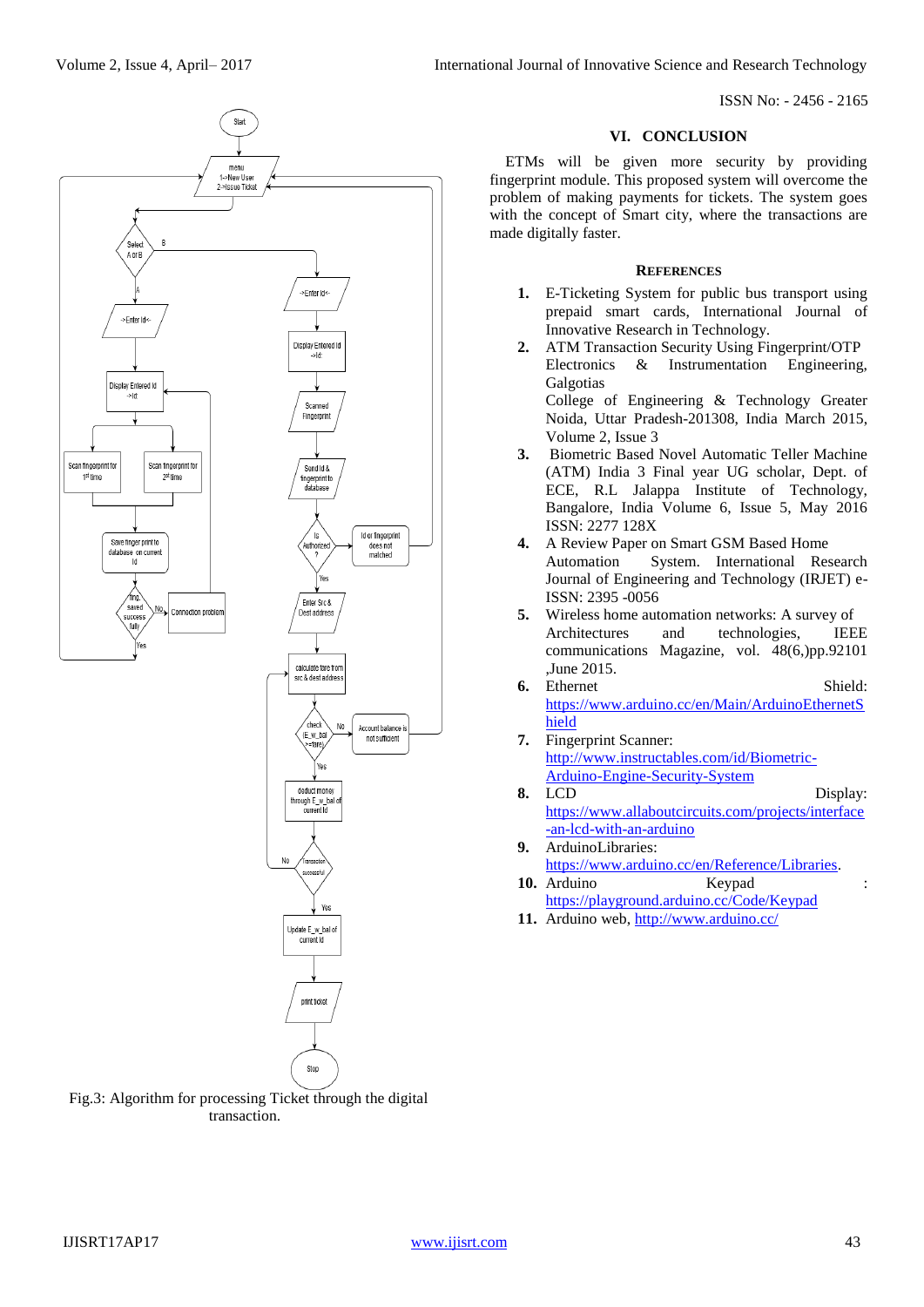Fig.3: Algorithm for processing Ticket through the digital transaction.

## VI. CONCLUSION

ETMs will be given more security by providing fingerprint module. This proposed system will overcome the problem of making payments for tickets. The system goes with the concept of Smart city, where the transactions are made digitally faster.

### REFERENCES

1. E-Ticketing System for public bus transport using prepaid smart cards, International Journal of Innovative Research in Technology.
2. ATM Transaction Security Using Fingerprint/OTP Electronics & Instrumentation Engineering, Galgotias College of Engineering & Technology Greater Noida, Uttar Pradesh-201308, India March 2015, Volume 2, Issue 3
3. Biometric Based Novel Automatic Teller Machine (ATM) India 3 Final year UG scholar, Dept. of ECE, R.L Jalappa Institute of Technology, Bangalore, India Volume 6, Issue 5, May 2016 ISSN: 2277 128X
4. A Review Paper on Smart GSM Based Home Automation System. International Research Journal of Engineering and Technology (IRJET) e-ISSN: 2395 -0056
5. Wireless home automation networks: A survey of Architectures and technologies, IEEE communications Magazine, vol. 48(6,)pp.92101 ,June 2015.
6. Ethernet Shield: https://www.arduino.cc/en/Main/ArduinoEthernetShield
7. Fingerprint Scanner: http://www.instructables.com/id/Biometric-Arduino-Engine-Security-System
8. LCD Display: https://www.allaboutcircuits.com/projects/interface-an-lcd-with-an-arduino
9. ArduinoLibraries: https://www.arduino.cc/en/Reference/Libraries.
10. Arduino Keypad : https://playground.arduino.cc/Code/Keypad
11. Arduino web, http://www.arduino.cc/